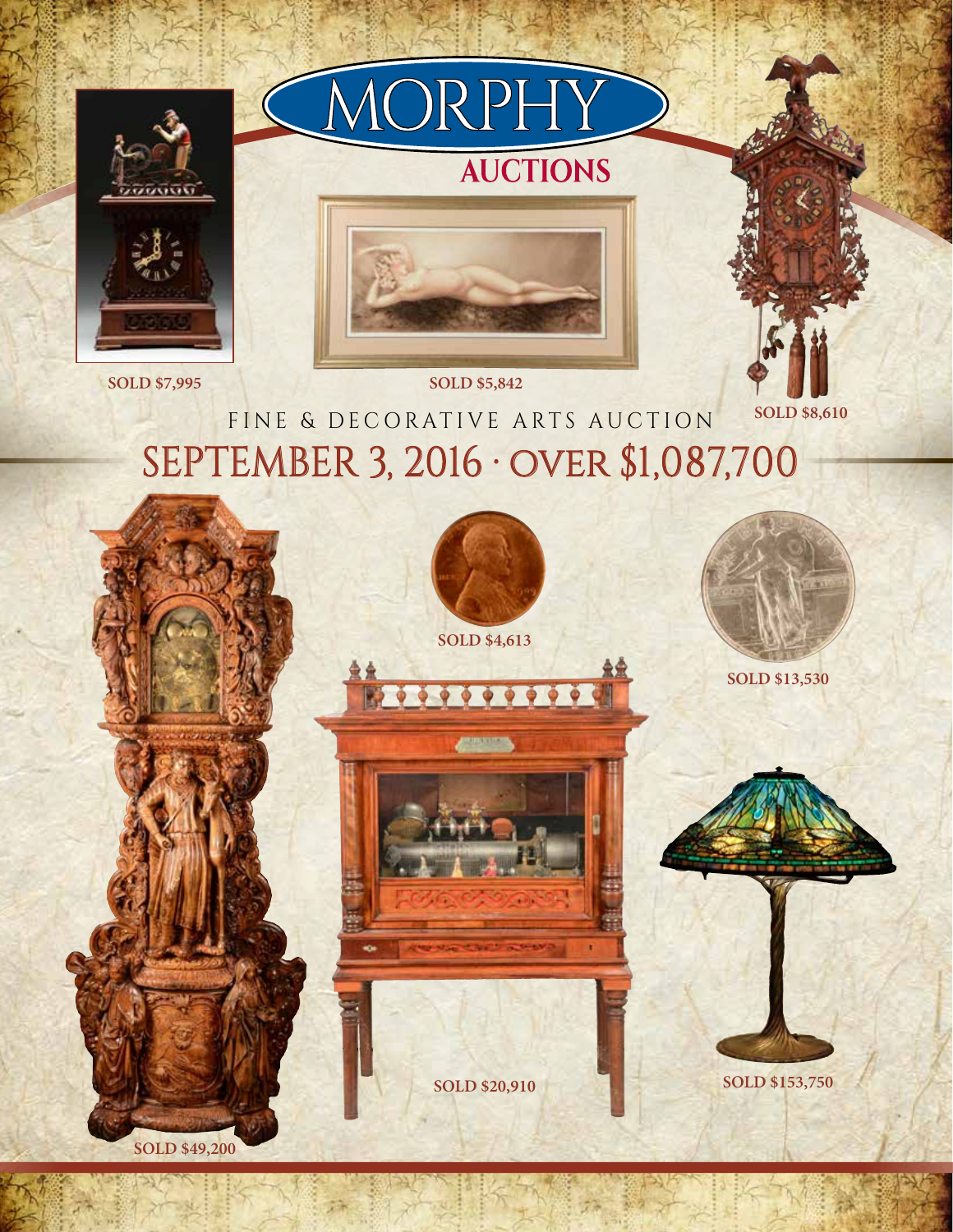# MORPHY AUCTIONS

SOLD $7,995

SOLD $5,842

SOLD $8,610

FINE & DECORATIVE ARTS AUCTION

## SEPTEMBER 3, 2016 · OVER $1,087,700

SOLD $4,613

SOLD $13,530

SOLD $20,910

SOLD $153,750

SOLD $49,200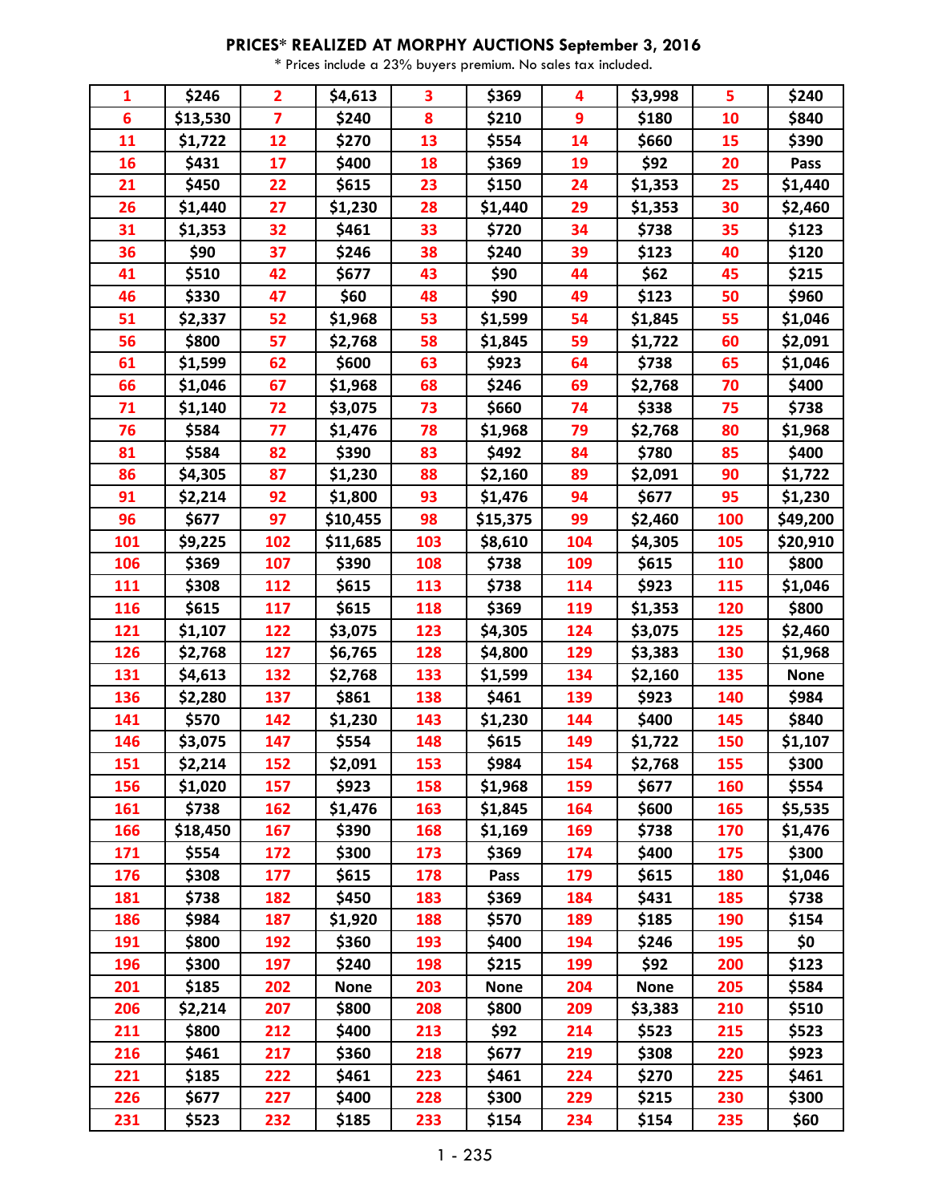**PRICES* REALIZED AT MORPHY AUCTIONS September 3, 2016**

* Prices include a 23% buyers premium. No sales tax included.

| | | | | | | | | | |
|---|---|---|---|---|---|---|---|---|---|
| 1 | $246 | 2 | $4,613 | 3 | $369 | 4 | $3,998 | 5 | $240 |
| 6 | $13,530 | 7 | $240 | 8 | $210 | 9 | $180 | 10 | $840 |
| 11 | $1,722 | 12 | $270 | 13 | $554 | 14 | $660 | 15 | $390 |
| 16 | $431 | 17 | $400 | 18 | $369 | 19 | $92 | 20 | Pass |
| 21 | $450 | 22 | $615 | 23 | $150 | 24 | $1,353 | 25 | $1,440 |
| 26 | $1,440 | 27 | $1,230 | 28 | $1,440 | 29 | $1,353 | 30 | $2,460 |
| 31 | $1,353 | 32 | $461 | 33 | $720 | 34 | $738 | 35 | $123 |
| 36 | $90 | 37 | $246 | 38 | $240 | 39 | $123 | 40 | $120 |
| 41 | $510 | 42 | $677 | 43 | $90 | 44 | $62 | 45 | $215 |
| 46 | $330 | 47 | $60 | 48 | $90 | 49 | $123 | 50 | $960 |
| 51 | $2,337 | 52 | $1,968 | 53 | $1,599 | 54 | $1,845 | 55 | $1,046 |
| 56 | $800 | 57 | $2,768 | 58 | $1,845 | 59 | $1,722 | 60 | $2,091 |
| 61 | $1,599 | 62 | $600 | 63 | $923 | 64 | $738 | 65 | $1,046 |
| 66 | $1,046 | 67 | $1,968 | 68 | $246 | 69 | $2,768 | 70 | $400 |
| 71 | $1,140 | 72 | $3,075 | 73 | $660 | 74 | $338 | 75 | $738 |
| 76 | $584 | 77 | $1,476 | 78 | $1,968 | 79 | $2,768 | 80 | $1,968 |
| 81 | $584 | 82 | $390 | 83 | $492 | 84 | $780 | 85 | $400 |
| 86 | $4,305 | 87 | $1,230 | 88 | $2,160 | 89 | $2,091 | 90 | $1,722 |
| 91 | $2,214 | 92 | $1,800 | 93 | $1,476 | 94 | $677 | 95 | $1,230 |
| 96 | $677 | 97 | $10,455 | 98 | $15,375 | 99 | $2,460 | 100 | $49,200 |
| 101 | $9,225 | 102 | $11,685 | 103 | $8,610 | 104 | $4,305 | 105 | $20,910 |
| 106 | $369 | 107 | $390 | 108 | $738 | 109 | $615 | 110 | $800 |
| 111 | $308 | 112 | $615 | 113 | $738 | 114 | $923 | 115 | $1,046 |
| 116 | $615 | 117 | $615 | 118 | $369 | 119 | $1,353 | 120 | $800 |
| 121 | $1,107 | 122 | $3,075 | 123 | $4,305 | 124 | $3,075 | 125 | $2,460 |
| 126 | $2,768 | 127 | $6,765 | 128 | $4,800 | 129 | $3,383 | 130 | $1,968 |
| 131 | $4,613 | 132 | $2,768 | 133 | $1,599 | 134 | $2,160 | 135 | None |
| 136 | $2,280 | 137 | $861 | 138 | $461 | 139 | $923 | 140 | $984 |
| 141 | $570 | 142 | $1,230 | 143 | $1,230 | 144 | $400 | 145 | $840 |
| 146 | $3,075 | 147 | $554 | 148 | $615 | 149 | $1,722 | 150 | $1,107 |
| 151 | $2,214 | 152 | $2,091 | 153 | $984 | 154 | $2,768 | 155 | $300 |
| 156 | $1,020 | 157 | $923 | 158 | $1,968 | 159 | $677 | 160 | $554 |
| 161 | $738 | 162 | $1,476 | 163 | $1,845 | 164 | $600 | 165 | $5,535 |
| 166 | $18,450 | 167 | $390 | 168 | $1,169 | 169 | $738 | 170 | $1,476 |
| 171 | $554 | 172 | $300 | 173 | $369 | 174 | $400 | 175 | $300 |
| 176 | $308 | 177 | $615 | 178 | Pass | 179 | $615 | 180 | $1,046 |
| 181 | $738 | 182 | $450 | 183 | $369 | 184 | $431 | 185 | $738 |
| 186 | $984 | 187 | $1,920 | 188 | $570 | 189 | $185 | 190 | $154 |
| 191 | $800 | 192 | $360 | 193 | $400 | 194 | $246 | 195 | $0 |
| 196 | $300 | 197 | $240 | 198 | $215 | 199 | $92 | 200 | $123 |
| 201 | $185 | 202 | None | 203 | None | 204 | None | 205 | $584 |
| 206 | $2,214 | 207 | $800 | 208 | $800 | 209 | $3,383 | 210 | $510 |
| 211 | $800 | 212 | $400 | 213 | $92 | 214 | $523 | 215 | $523 |
| 216 | $461 | 217 | $360 | 218 | $677 | 219 | $308 | 220 | $923 |
| 221 | $185 | 222 | $461 | 223 | $461 | 224 | $270 | 225 | $461 |
| 226 | $677 | 227 | $400 | 228 | $300 | 229 | $215 | 230 | $300 |
| 231 | $523 | 232 | $185 | 233 | $154 | 234 | $154 | 235 | $60 |

1 - 235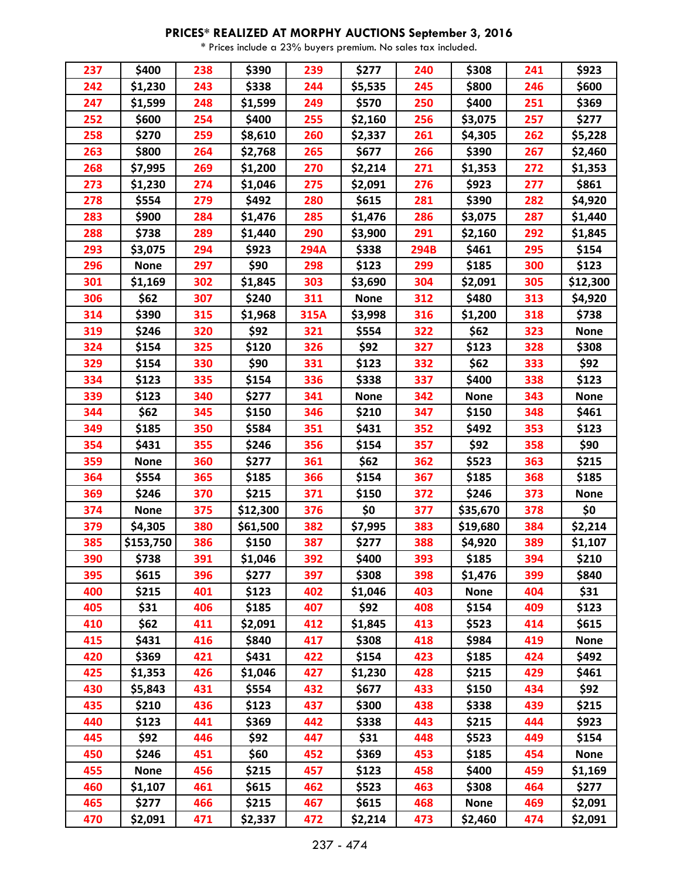## PRICES* REALIZED AT MORPHY AUCTIONS September 3, 2016

* Prices include a 23% buyers premium. No sales tax included.

| | | | | | | | | | |
|---|---|---|---|---|---|---|---|---|---|
| 237 | $400 | 238 | $390 | 239 | $277 | 240 | $308 | 241 | $923 |
| 242 | $1,230 | 243 | $338 | 244 | $5,535 | 245 | $800 | 246 | $600 |
| 247 | $1,599 | 248 | $1,599 | 249 | $570 | 250 | $400 | 251 | $369 |
| 252 | $600 | 254 | $400 | 255 | $2,160 | 256 | $3,075 | 257 | $277 |
| 258 | $270 | 259 | $8,610 | 260 | $2,337 | 261 | $4,305 | 262 | $5,228 |
| 263 | $800 | 264 | $2,768 | 265 | $677 | 266 | $390 | 267 | $2,460 |
| 268 | $7,995 | 269 | $1,200 | 270 | $2,214 | 271 | $1,353 | 272 | $1,353 |
| 273 | $1,230 | 274 | $1,046 | 275 | $2,091 | 276 | $923 | 277 | $861 |
| 278 | $554 | 279 | $492 | 280 | $615 | 281 | $390 | 282 | $4,920 |
| 283 | $900 | 284 | $1,476 | 285 | $1,476 | 286 | $3,075 | 287 | $1,440 |
| 288 | $738 | 289 | $1,440 | 290 | $3,900 | 291 | $2,160 | 292 | $1,845 |
| 293 | $3,075 | 294 | $923 | 294A | $338 | 294B | $461 | 295 | $154 |
| 296 | None | 297 | $90 | 298 | $123 | 299 | $185 | 300 | $123 |
| 301 | $1,169 | 302 | $1,845 | 303 | $3,690 | 304 | $2,091 | 305 | $12,300 |
| 306 | $62 | 307 | $240 | 311 | None | 312 | $480 | 313 | $4,920 |
| 314 | $390 | 315 | $1,968 | 315A | $3,998 | 316 | $1,200 | 318 | $738 |
| 319 | $246 | 320 | $92 | 321 | $554 | 322 | $62 | 323 | None |
| 324 | $154 | 325 | $120 | 326 | $92 | 327 | $123 | 328 | $308 |
| 329 | $154 | 330 | $90 | 331 | $123 | 332 | $62 | 333 | $92 |
| 334 | $123 | 335 | $154 | 336 | $338 | 337 | $400 | 338 | $123 |
| 339 | $123 | 340 | $277 | 341 | None | 342 | None | 343 | None |
| 344 | $62 | 345 | $150 | 346 | $210 | 347 | $150 | 348 | $461 |
| 349 | $185 | 350 | $584 | 351 | $431 | 352 | $492 | 353 | $123 |
| 354 | $431 | 355 | $246 | 356 | $154 | 357 | $92 | 358 | $90 |
| 359 | None | 360 | $277 | 361 | $62 | 362 | $523 | 363 | $215 |
| 364 | $554 | 365 | $185 | 366 | $154 | 367 | $185 | 368 | $185 |
| 369 | $246 | 370 | $215 | 371 | $150 | 372 | $246 | 373 | None |
| 374 | None | 375 | $12,300 | 376 | $0 | 377 | $35,670 | 378 | $0 |
| 379 | $4,305 | 380 | $61,500 | 382 | $7,995 | 383 | $19,680 | 384 | $2,214 |
| 385 | $153,750 | 386 | $150 | 387 | $277 | 388 | $4,920 | 389 | $1,107 |
| 390 | $738 | 391 | $1,046 | 392 | $400 | 393 | $185 | 394 | $210 |
| 395 | $615 | 396 | $277 | 397 | $308 | 398 | $1,476 | 399 | $840 |
| 400 | $215 | 401 | $123 | 402 | $1,046 | 403 | None | 404 | $31 |
| 405 | $31 | 406 | $185 | 407 | $92 | 408 | $154 | 409 | $123 |
| 410 | $62 | 411 | $2,091 | 412 | $1,845 | 413 | $523 | 414 | $615 |
| 415 | $431 | 416 | $840 | 417 | $308 | 418 | $984 | 419 | None |
| 420 | $369 | 421 | $431 | 422 | $154 | 423 | $185 | 424 | $492 |
| 425 | $1,353 | 426 | $1,046 | 427 | $1,230 | 428 | $215 | 429 | $461 |
| 430 | $5,843 | 431 | $554 | 432 | $677 | 433 | $150 | 434 | $92 |
| 435 | $210 | 436 | $123 | 437 | $300 | 438 | $338 | 439 | $215 |
| 440 | $123 | 441 | $369 | 442 | $338 | 443 | $215 | 444 | $923 |
| 445 | $92 | 446 | $92 | 447 | $31 | 448 | $523 | 449 | $154 |
| 450 | $246 | 451 | $60 | 452 | $369 | 453 | $185 | 454 | None |
| 455 | None | 456 | $215 | 457 | $123 | 458 | $400 | 459 | $1,169 |
| 460 | $1,107 | 461 | $615 | 462 | $523 | 463 | $308 | 464 | $277 |
| 465 | $277 | 466 | $215 | 467 | $615 | 468 | None | 469 | $2,091 |
| 470 | $2,091 | 471 | $2,337 | 472 | $2,214 | 473 | $2,460 | 474 | $2,091 |

237 - 474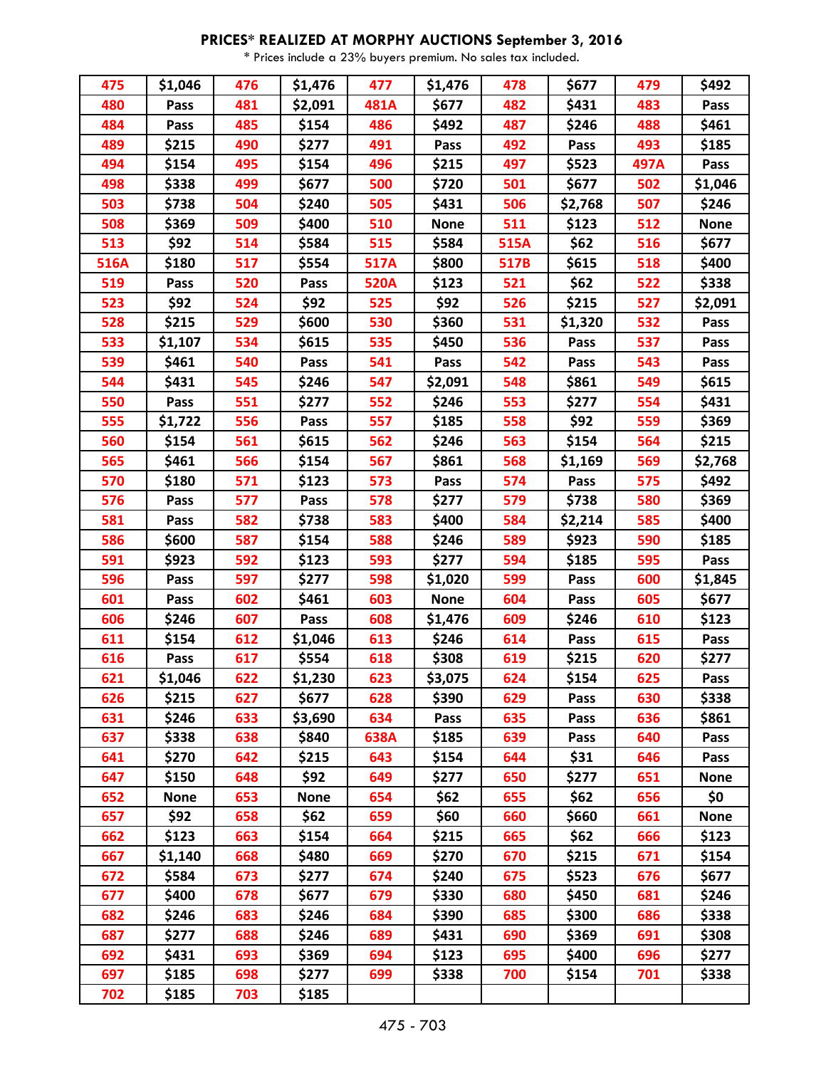**PRICES* REALIZED AT MORPHY AUCTIONS September 3, 2016**

* Prices include a 23% buyers premium. No sales tax included.

| | | | | | | | | | |
|---|---|---|---|---|---|---|---|---|---|
| 475 | $1,046 | 476 | $1,476 | 477 | $1,476 | 478 | $677 | 479 | $492 |
| 480 | Pass | 481 | $2,091 | 481A | $677 | 482 | $431 | 483 | Pass |
| 484 | Pass | 485 | $154 | 486 | $492 | 487 | $246 | 488 | $461 |
| 489 | $215 | 490 | $277 | 491 | Pass | 492 | Pass | 493 | $185 |
| 494 | $154 | 495 | $154 | 496 | $215 | 497 | $523 | 497A | Pass |
| 498 | $338 | 499 | $677 | 500 | $720 | 501 | $677 | 502 | $1,046 |
| 503 | $738 | 504 | $240 | 505 | $431 | 506 | $2,768 | 507 | $246 |
| 508 | $369 | 509 | $400 | 510 | None | 511 | $123 | 512 | None |
| 513 | $92 | 514 | $584 | 515 | $584 | 515A | $62 | 516 | $677 |
| 516A | $180 | 517 | $554 | 517A | $800 | 517B | $615 | 518 | $400 |
| 519 | Pass | 520 | Pass | 520A | $123 | 521 | $62 | 522 | $338 |
| 523 | $92 | 524 | $92 | 525 | $92 | 526 | $215 | 527 | $2,091 |
| 528 | $215 | 529 | $600 | 530 | $360 | 531 | $1,320 | 532 | Pass |
| 533 | $1,107 | 534 | $615 | 535 | $450 | 536 | Pass | 537 | Pass |
| 539 | $461 | 540 | Pass | 541 | Pass | 542 | Pass | 543 | Pass |
| 544 | $431 | 545 | $246 | 547 | $2,091 | 548 | $861 | 549 | $615 |
| 550 | Pass | 551 | $277 | 552 | $246 | 553 | $277 | 554 | $431 |
| 555 | $1,722 | 556 | Pass | 557 | $185 | 558 | $92 | 559 | $369 |
| 560 | $154 | 561 | $615 | 562 | $246 | 563 | $154 | 564 | $215 |
| 565 | $461 | 566 | $154 | 567 | $861 | 568 | $1,169 | 569 | $2,768 |
| 570 | $180 | 571 | $123 | 573 | Pass | 574 | Pass | 575 | $492 |
| 576 | Pass | 577 | Pass | 578 | $277 | 579 | $738 | 580 | $369 |
| 581 | Pass | 582 | $738 | 583 | $400 | 584 | $2,214 | 585 | $400 |
| 586 | $600 | 587 | $154 | 588 | $246 | 589 | $923 | 590 | $185 |
| 591 | $923 | 592 | $123 | 593 | $277 | 594 | $185 | 595 | Pass |
| 596 | Pass | 597 | $277 | 598 | $1,020 | 599 | Pass | 600 | $1,845 |
| 601 | Pass | 602 | $461 | 603 | None | 604 | Pass | 605 | $677 |
| 606 | $246 | 607 | Pass | 608 | $1,476 | 609 | $246 | 610 | $123 |
| 611 | $154 | 612 | $1,046 | 613 | $246 | 614 | Pass | 615 | Pass |
| 616 | Pass | 617 | $554 | 618 | $308 | 619 | $215 | 620 | $277 |
| 621 | $1,046 | 622 | $1,230 | 623 | $3,075 | 624 | $154 | 625 | Pass |
| 626 | $215 | 627 | $677 | 628 | $390 | 629 | Pass | 630 | $338 |
| 631 | $246 | 633 | $3,690 | 634 | Pass | 635 | Pass | 636 | $861 |
| 637 | $338 | 638 | $840 | 638A | $185 | 639 | Pass | 640 | Pass |
| 641 | $270 | 642 | $215 | 643 | $154 | 644 | $31 | 646 | Pass |
| 647 | $150 | 648 | $92 | 649 | $277 | 650 | $277 | 651 | None |
| 652 | None | 653 | None | 654 | $62 | 655 | $62 | 656 | $0 |
| 657 | $92 | 658 | $62 | 659 | $60 | 660 | $660 | 661 | None |
| 662 | $123 | 663 | $154 | 664 | $215 | 665 | $62 | 666 | $123 |
| 667 | $1,140 | 668 | $480 | 669 | $270 | 670 | $215 | 671 | $154 |
| 672 | $584 | 673 | $277 | 674 | $240 | 675 | $523 | 676 | $677 |
| 677 | $400 | 678 | $677 | 679 | $330 | 680 | $450 | 681 | $246 |
| 682 | $246 | 683 | $246 | 684 | $390 | 685 | $300 | 686 | $338 |
| 687 | $277 | 688 | $246 | 689 | $431 | 690 | $369 | 691 | $308 |
| 692 | $431 | 693 | $369 | 694 | $123 | 695 | $400 | 696 | $277 |
| 697 | $185 | 698 | $277 | 699 | $338 | 700 | $154 | 701 | $338 |
| 702 | $185 | 703 | $185 | | | | | | |

475 - 703